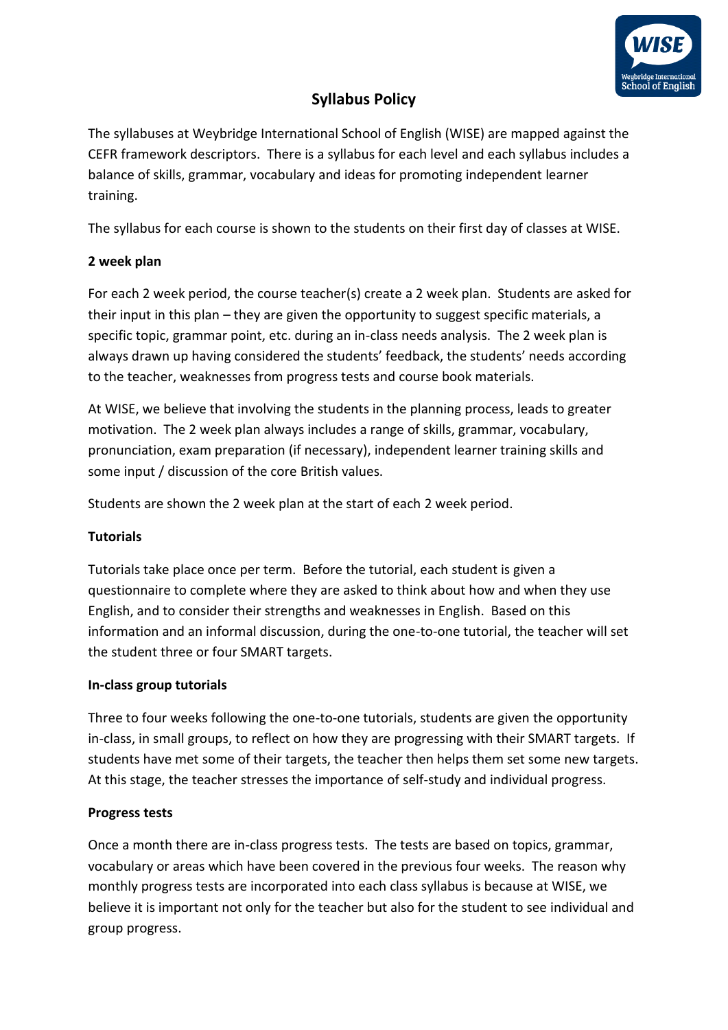# Syllabus Policy

The syllabuses at Weybridge International School of English (WISE) are mapped against the CEFR framework descriptors. There is a syllabus for each level and each syllabus includes a balance of skills, grammar, vocabulary and ideas for promoting independent learner training.

The syllabus for each course is shown to the students on their first day of classes at WISE.

**2 week plan**

For each 2 week period, the course teacher(s) create a 2 week plan. Students are asked for their input in this plan – they are given the opportunity to suggest specific materials, a specific topic, grammar point, etc. during an in-class needs analysis. The 2 week plan is always drawn up having considered the students' feedback, the students' needs according to the teacher, weaknesses from progress tests and course book materials.

At WISE, we believe that involving the students in the planning process, leads to greater motivation. The 2 week plan always includes a range of skills, grammar, vocabulary, pronunciation, exam preparation (if necessary), independent learner training skills and some input / discussion of the core British values.

Students are shown the 2 week plan at the start of each 2 week period.

**Tutorials**

Tutorials take place once per term. Before the tutorial, each student is given a questionnaire to complete where they are asked to think about how and when they use English, and to consider their strengths and weaknesses in English. Based on this information and an informal discussion, during the one-to-one tutorial, the teacher will set the student three or four SMART targets.

**In-class group tutorials**

Three to four weeks following the one-to-one tutorials, students are given the opportunity in-class, in small groups, to reflect on how they are progressing with their SMART targets. If students have met some of their targets, the teacher then helps them set some new targets. At this stage, the teacher stresses the importance of self-study and individual progress.

**Progress tests**

Once a month there are in-class progress tests. The tests are based on topics, grammar, vocabulary or areas which have been covered in the previous four weeks. The reason why monthly progress tests are incorporated into each class syllabus is because at WISE, we believe it is important not only for the teacher but also for the student to see individual and group progress.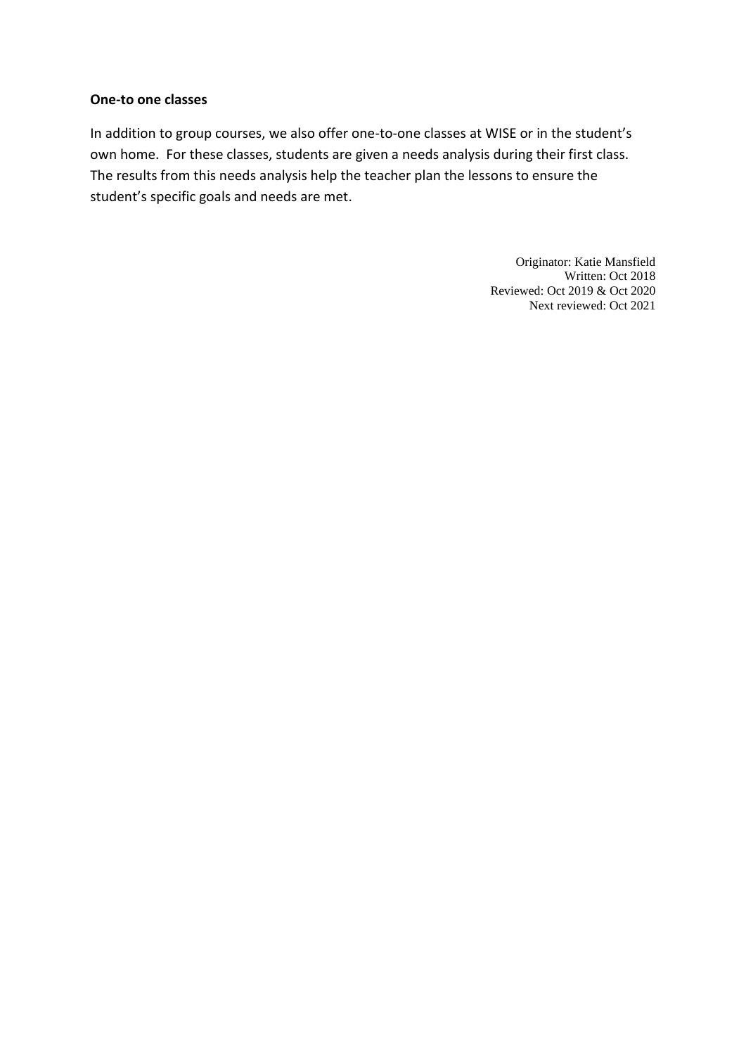**One-to one classes**

In addition to group courses, we also offer one-to-one classes at WISE or in the student's own home. For these classes, students are given a needs analysis during their first class. The results from this needs analysis help the teacher plan the lessons to ensure the student's specific goals and needs are met.

Originator: Katie Mansfield
Written: Oct 2018
Reviewed: Oct 2019 & Oct 2020
Next reviewed: Oct 2021